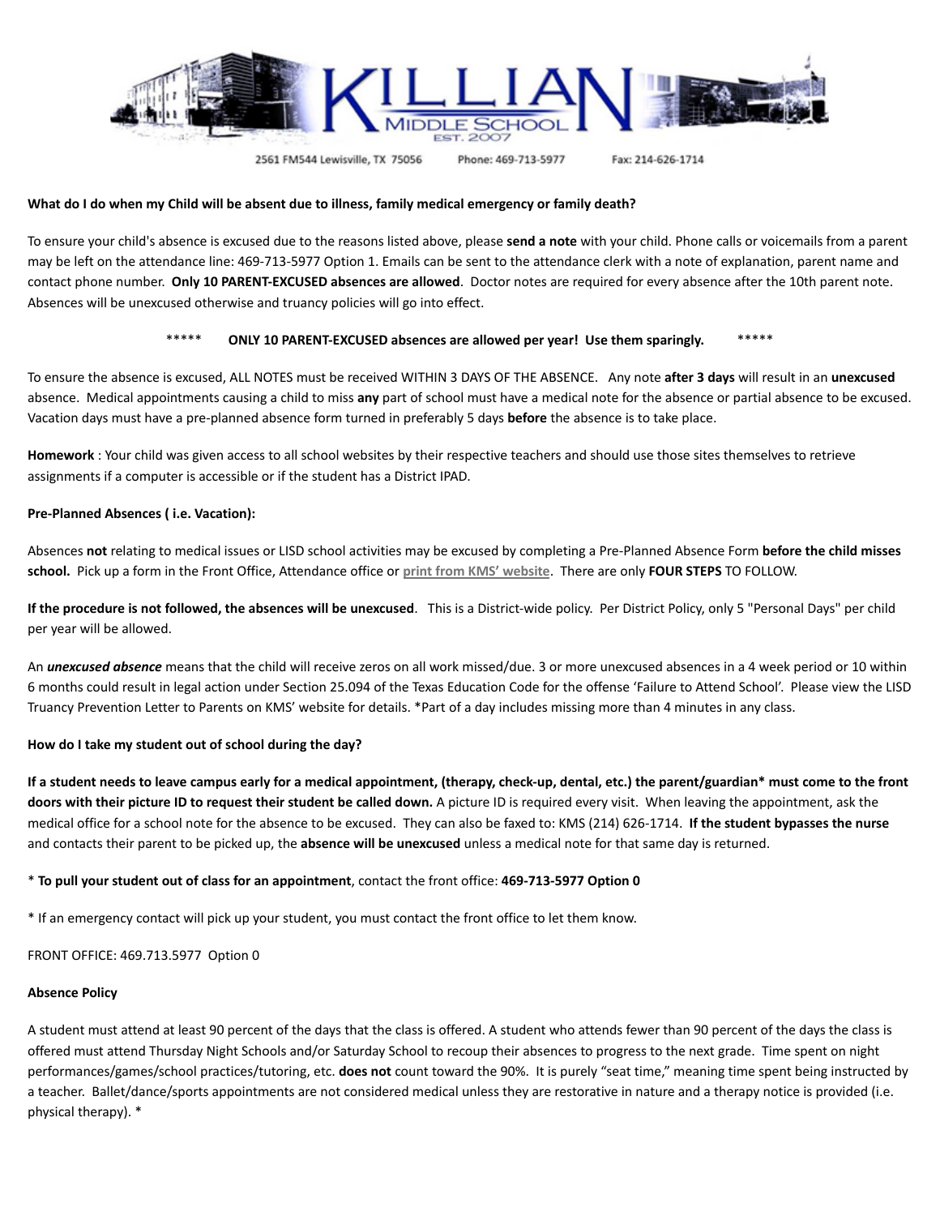# KILLIAN MIDDLE SCHOOL

EST. 2007

2561 FM544 Lewisville, TX 75056 Phone: 469-713-5977 Fax: 214-626-1714

**What do I do when my Child will be absent due to illness, family medical emergency or family death?**

To ensure your child's absence is excused due to the reasons listed above, please **send a note** with your child. Phone calls or voicemails from a parent may be left on the attendance line: 469-713-5977 Option 1. Emails can be sent to the attendance clerk with a note of explanation, parent name and contact phone number. **Only 10 PARENT-EXCUSED absences are allowed**. Doctor notes are required for every absence after the 10th parent note. Absences will be unexcused otherwise and truancy policies will go into effect.

***** **ONLY 10 PARENT-EXCUSED absences are allowed per year! Use them sparingly.** *****

To ensure the absence is excused, ALL NOTES must be received WITHIN 3 DAYS OF THE ABSENCE. Any note **after 3 days** will result in an **unexcused** absence. Medical appointments causing a child to miss **any** part of school must have a medical note for the absence or partial absence to be excused. Vacation days must have a pre-planned absence form turned in preferably 5 days **before** the absence is to take place.

**Homework** : Your child was given access to all school websites by their respective teachers and should use those sites themselves to retrieve assignments if a computer is accessible or if the student has a District IPAD.

**Pre-Planned Absences ( i.e. Vacation):**

Absences **not** relating to medical issues or LISD school activities may be excused by completing a Pre-Planned Absence Form **before the child misses school.** Pick up a form in the Front Office, Attendance office or **print from KMS' website**. There are only **FOUR STEPS** TO FOLLOW.

**If the procedure is not followed, the absences will be unexcused**. This is a District-wide policy. Per District Policy, only 5 "Personal Days" per child per year will be allowed.

An ***unexcused absence*** means that the child will receive zeros on all work missed/due. 3 or more unexcused absences in a 4 week period or 10 within 6 months could result in legal action under Section 25.094 of the Texas Education Code for the offense 'Failure to Attend School'. Please view the LISD Truancy Prevention Letter to Parents on KMS' website for details. *Part of a day includes missing more than 4 minutes in any class.

**How do I take my student out of school during the day?**

**If a student needs to leave campus early for a medical appointment, (therapy, check-up, dental, etc.) the parent/guardian* must come to the front doors with their picture ID to request their student be called down.** A picture ID is required every visit. When leaving the appointment, ask the medical office for a school note for the absence to be excused. They can also be faxed to: KMS (214) 626-1714. **If the student bypasses the nurse** and contacts their parent to be picked up, the **absence will be unexcused** unless a medical note for that same day is returned.

* **To pull your student out of class for an appointment**, contact the front office: **469-713-5977 Option 0**

* If an emergency contact will pick up your student, you must contact the front office to let them know.

FRONT OFFICE: 469.713.5977 Option 0

**Absence Policy**

A student must attend at least 90 percent of the days that the class is offered. A student who attends fewer than 90 percent of the days the class is offered must attend Thursday Night Schools and/or Saturday School to recoup their absences to progress to the next grade. Time spent on night performances/games/school practices/tutoring, etc. **does not** count toward the 90%. It is purely "seat time," meaning time spent being instructed by a teacher. Ballet/dance/sports appointments are not considered medical unless they are restorative in nature and a therapy notice is provided (i.e. physical therapy). *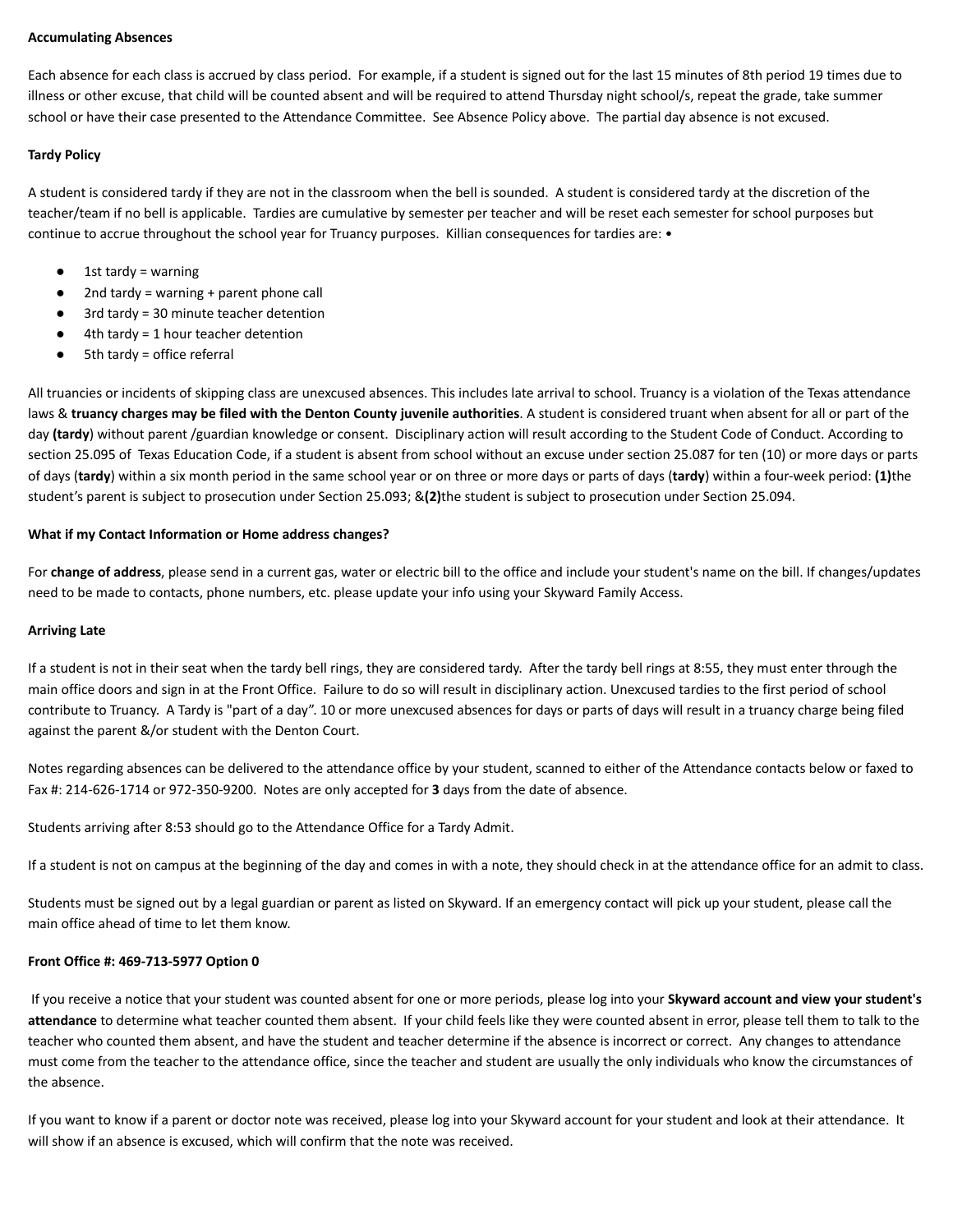**Accumulating Absences**

Each absence for each class is accrued by class period. For example, if a student is signed out for the last 15 minutes of 8th period 19 times due to illness or other excuse, that child will be counted absent and will be required to attend Thursday night school/s, repeat the grade, take summer school or have their case presented to the Attendance Committee. See Absence Policy above. The partial day absence is not excused.

**Tardy Policy**

A student is considered tardy if they are not in the classroom when the bell is sounded. A student is considered tardy at the discretion of the teacher/team if no bell is applicable. Tardies are cumulative by semester per teacher and will be reset each semester for school purposes but continue to accrue throughout the school year for Truancy purposes. Killian consequences for tardies are: •

- 1st tardy = warning
- 2nd tardy = warning + parent phone call
- 3rd tardy = 30 minute teacher detention
- 4th tardy = 1 hour teacher detention
- 5th tardy = office referral

All truancies or incidents of skipping class are unexcused absences. This includes late arrival to school. Truancy is a violation of the Texas attendance laws & **truancy charges may be filed with the Denton County juvenile authorities**. A student is considered truant when absent for all or part of the day **(tardy**) without parent /guardian knowledge or consent. Disciplinary action will result according to the Student Code of Conduct. According to section 25.095 of Texas Education Code, if a student is absent from school without an excuse under section 25.087 for ten (10) or more days or parts of days (**tardy**) within a six month period in the same school year or on three or more days or parts of days (**tardy**) within a four-week period: **(1)**the student's parent is subject to prosecution under Section 25.093; &**(2)**the student is subject to prosecution under Section 25.094.

**What if my Contact Information or Home address changes?**

For **change of address**, please send in a current gas, water or electric bill to the office and include your student's name on the bill. If changes/updates need to be made to contacts, phone numbers, etc. please update your info using your Skyward Family Access.

**Arriving Late**

If a student is not in their seat when the tardy bell rings, they are considered tardy. After the tardy bell rings at 8:55, they must enter through the main office doors and sign in at the Front Office. Failure to do so will result in disciplinary action. Unexcused tardies to the first period of school contribute to Truancy. A Tardy is "part of a day". 10 or more unexcused absences for days or parts of days will result in a truancy charge being filed against the parent &/or student with the Denton Court.

Notes regarding absences can be delivered to the attendance office by your student, scanned to either of the Attendance contacts below or faxed to Fax #: 214-626-1714 or 972-350-9200. Notes are only accepted for **3** days from the date of absence.

Students arriving after 8:53 should go to the Attendance Office for a Tardy Admit.

If a student is not on campus at the beginning of the day and comes in with a note, they should check in at the attendance office for an admit to class.

Students must be signed out by a legal guardian or parent as listed on Skyward. If an emergency contact will pick up your student, please call the main office ahead of time to let them know.

**Front Office #: 469-713-5977 Option 0**

If you receive a notice that your student was counted absent for one or more periods, please log into your **Skyward account and view your student's attendance** to determine what teacher counted them absent. If your child feels like they were counted absent in error, please tell them to talk to the teacher who counted them absent, and have the student and teacher determine if the absence is incorrect or correct. Any changes to attendance must come from the teacher to the attendance office, since the teacher and student are usually the only individuals who know the circumstances of the absence.

If you want to know if a parent or doctor note was received, please log into your Skyward account for your student and look at their attendance. It will show if an absence is excused, which will confirm that the note was received.